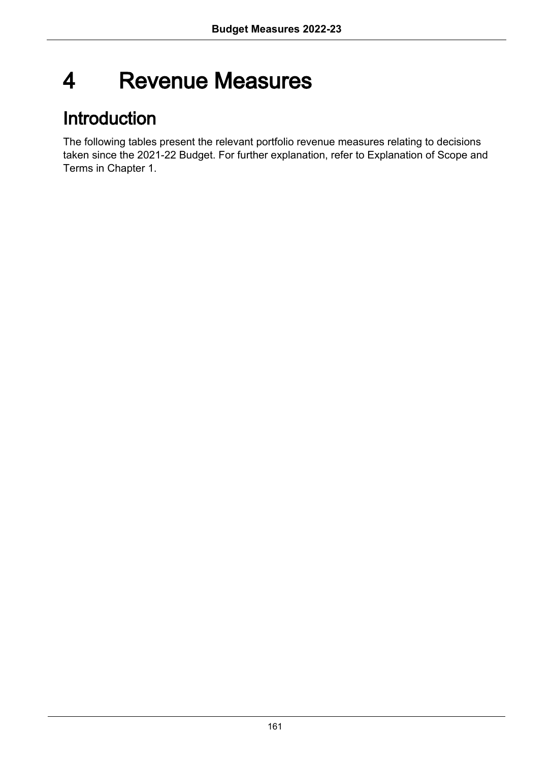# 4 Revenue Measures

## Introduction

The following tables present the relevant portfolio revenue measures relating to decisions taken since the 2021-22 Budget. For further explanation, refer to Explanation of Scope and Terms in Chapter 1.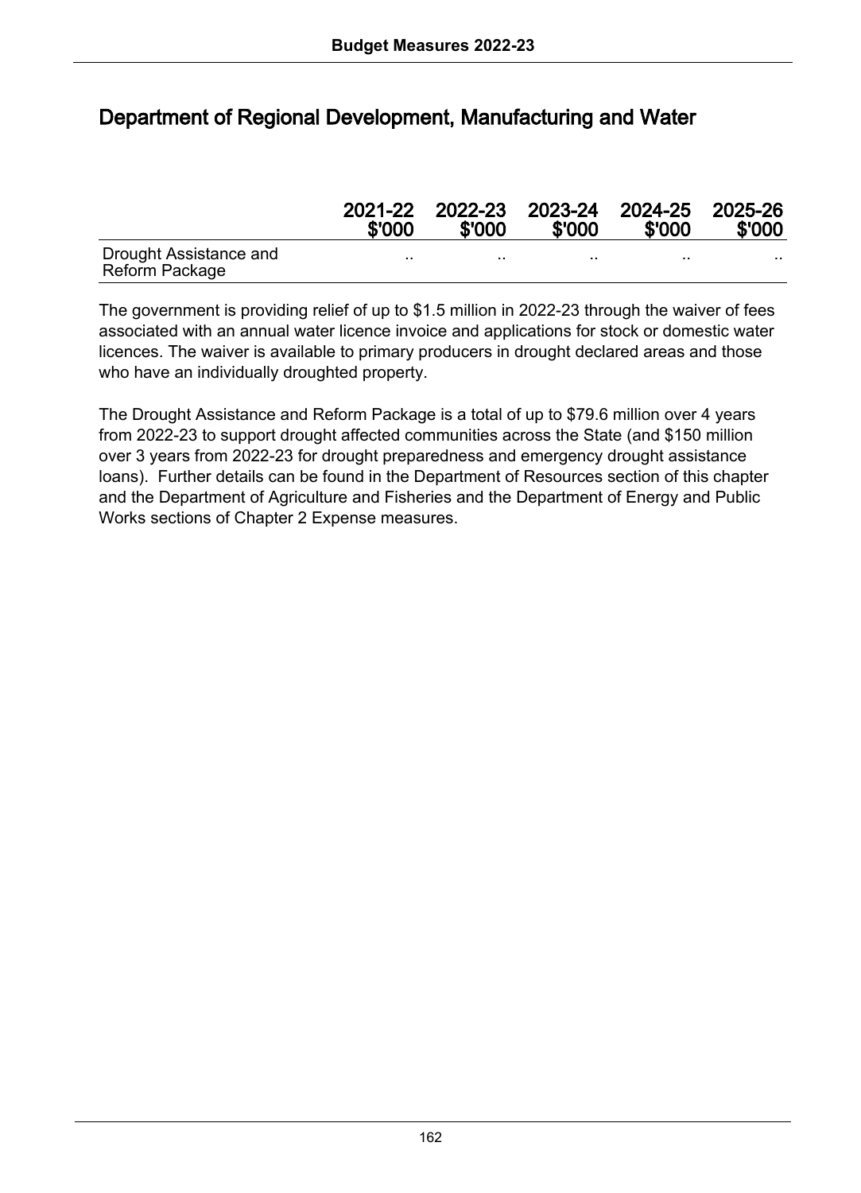## Department of Regional Development, Manufacturing and Water

| | 2021-22 $'000 | 2022-23 $'000 | 2023-24 $'000 | 2024-25 $'000 | 2025-26 $'000 |
|---|---|---|---|---|---|
| Drought Assistance and Reform Package | .. | .. | .. | .. | .. |

The government is providing relief of up to $1.5 million in 2022-23 through the waiver of fees associated with an annual water licence invoice and applications for stock or domestic water licences. The waiver is available to primary producers in drought declared areas and those who have an individually droughted property.

The Drought Assistance and Reform Package is a total of up to $79.6 million over 4 years from 2022-23 to support drought affected communities across the State (and $150 million over 3 years from 2022-23 for drought preparedness and emergency drought assistance loans). Further details can be found in the Department of Resources section of this chapter and the Department of Agriculture and Fisheries and the Department of Energy and Public Works sections of Chapter 2 Expense measures.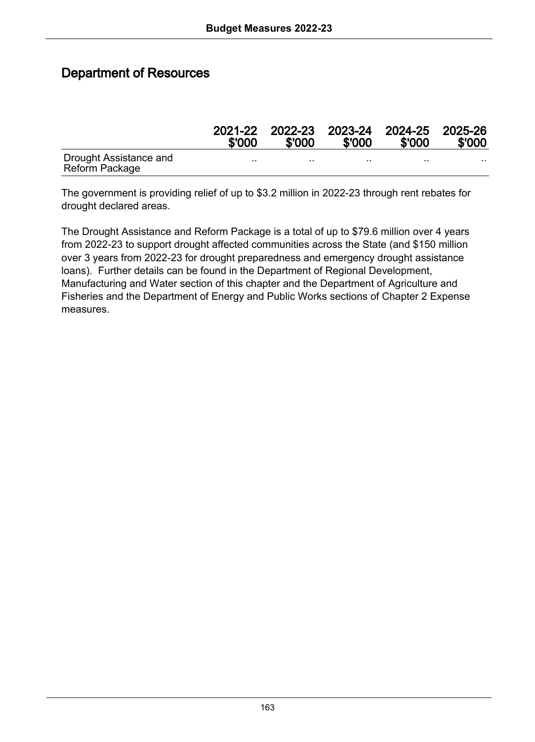## Department of Resources

| | 2021-22 $'000 | 2022-23 $'000 | 2023-24 $'000 | 2024-25 $'000 | 2025-26 $'000 |
|---|---|---|---|---|---|
| Drought Assistance and Reform Package | .. | .. | .. | .. | .. |

The government is providing relief of up to $3.2 million in 2022-23 through rent rebates for drought declared areas.

The Drought Assistance and Reform Package is a total of up to $79.6 million over 4 years from 2022-23 to support drought affected communities across the State (and $150 million over 3 years from 2022-23 for drought preparedness and emergency drought assistance loans). Further details can be found in the Department of Regional Development, Manufacturing and Water section of this chapter and the Department of Agriculture and Fisheries and the Department of Energy and Public Works sections of Chapter 2 Expense measures.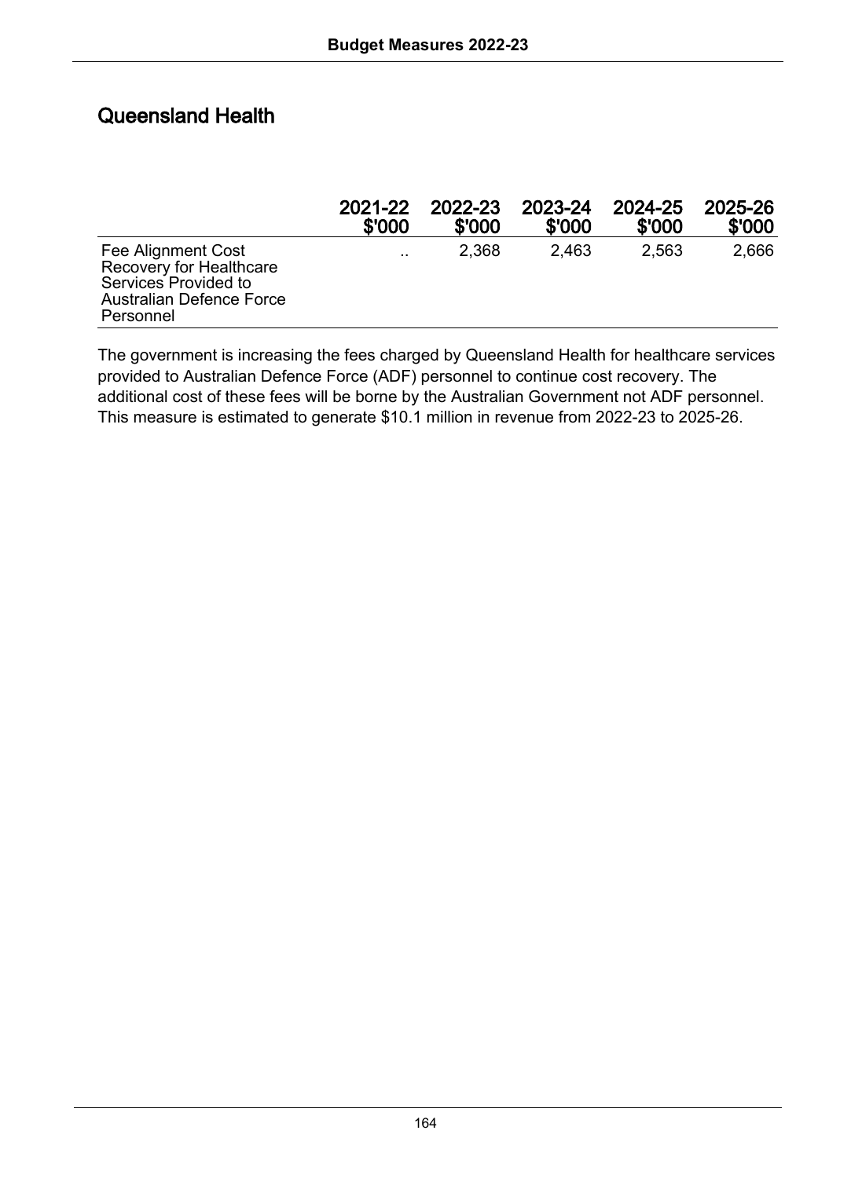## Queensland Health

| | 2021-22 $'000 | 2022-23 $'000 | 2023-24 $'000 | 2024-25 $'000 | 2025-26 $'000 |
|---|---|---|---|---|---|
| Fee Alignment Cost Recovery for Healthcare Services Provided to Australian Defence Force Personnel | .. | 2,368 | 2,463 | 2,563 | 2,666 |

The government is increasing the fees charged by Queensland Health for healthcare services provided to Australian Defence Force (ADF) personnel to continue cost recovery. The additional cost of these fees will be borne by the Australian Government not ADF personnel. This measure is estimated to generate $10.1 million in revenue from 2022-23 to 2025-26.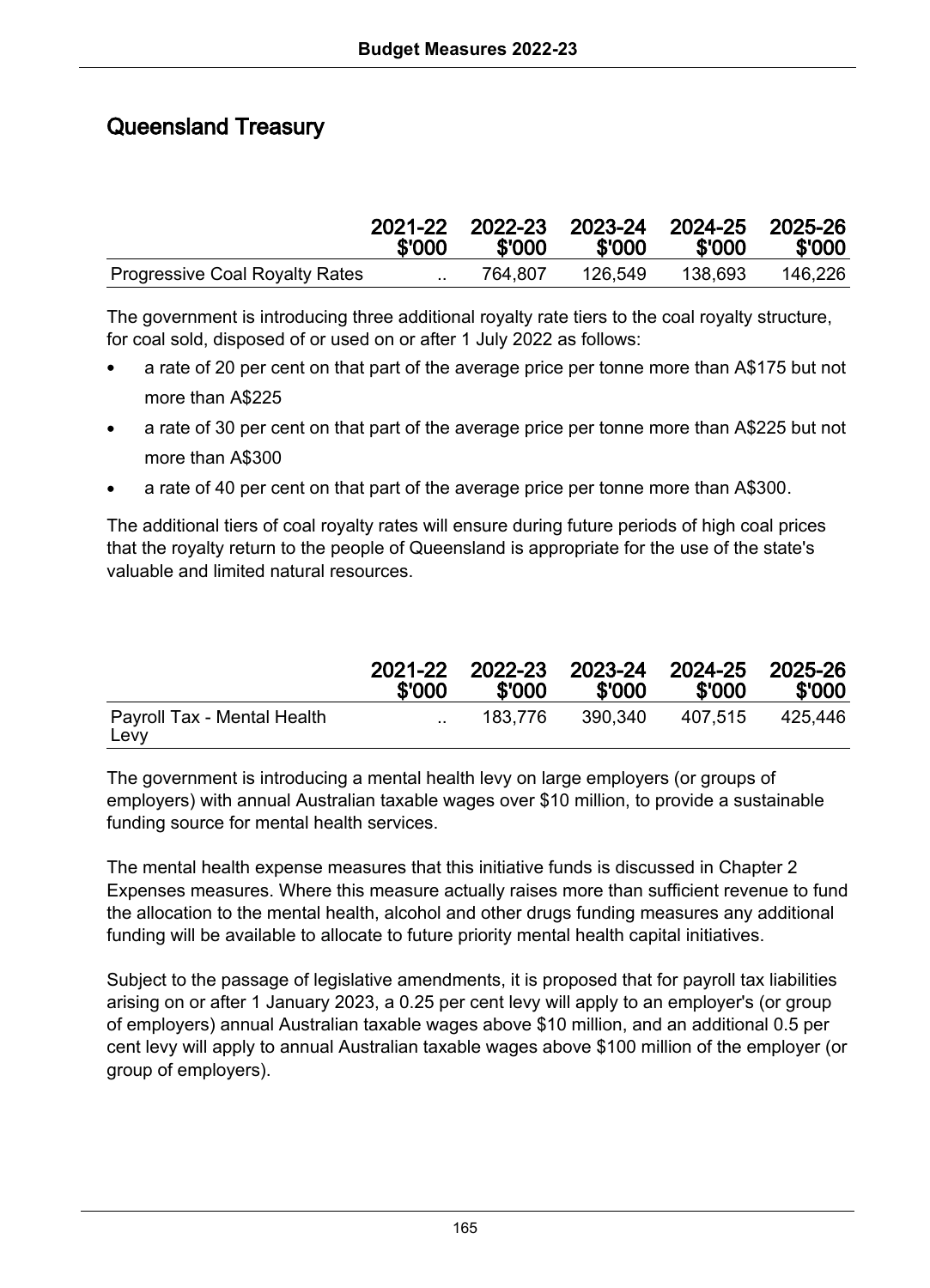## Queensland Treasury

| | 2021-22 $'000 | 2022-23 $'000 | 2023-24 $'000 | 2024-25 $'000 | 2025-26 $'000 |
|---|---|---|---|---|---|
| Progressive Coal Royalty Rates | .. | 764,807 | 126,549 | 138,693 | 146,226 |

The government is introducing three additional royalty rate tiers to the coal royalty structure, for coal sold, disposed of or used on or after 1 July 2022 as follows:

- a rate of 20 per cent on that part of the average price per tonne more than A$175 but not more than A$225
- a rate of 30 per cent on that part of the average price per tonne more than A$225 but not more than A$300
- a rate of 40 per cent on that part of the average price per tonne more than A$300.

The additional tiers of coal royalty rates will ensure during future periods of high coal prices that the royalty return to the people of Queensland is appropriate for the use of the state's valuable and limited natural resources.

| | 2021-22 $'000 | 2022-23 $'000 | 2023-24 $'000 | 2024-25 $'000 | 2025-26 $'000 |
|---|---|---|---|---|---|
| Payroll Tax - Mental Health Levy | .. | 183,776 | 390,340 | 407,515 | 425,446 |

The government is introducing a mental health levy on large employers (or groups of employers) with annual Australian taxable wages over $10 million, to provide a sustainable funding source for mental health services.

The mental health expense measures that this initiative funds is discussed in Chapter 2 Expenses measures. Where this measure actually raises more than sufficient revenue to fund the allocation to the mental health, alcohol and other drugs funding measures any additional funding will be available to allocate to future priority mental health capital initiatives.

Subject to the passage of legislative amendments, it is proposed that for payroll tax liabilities arising on or after 1 January 2023, a 0.25 per cent levy will apply to an employer's (or group of employers) annual Australian taxable wages above $10 million, and an additional 0.5 per cent levy will apply to annual Australian taxable wages above $100 million of the employer (or group of employers).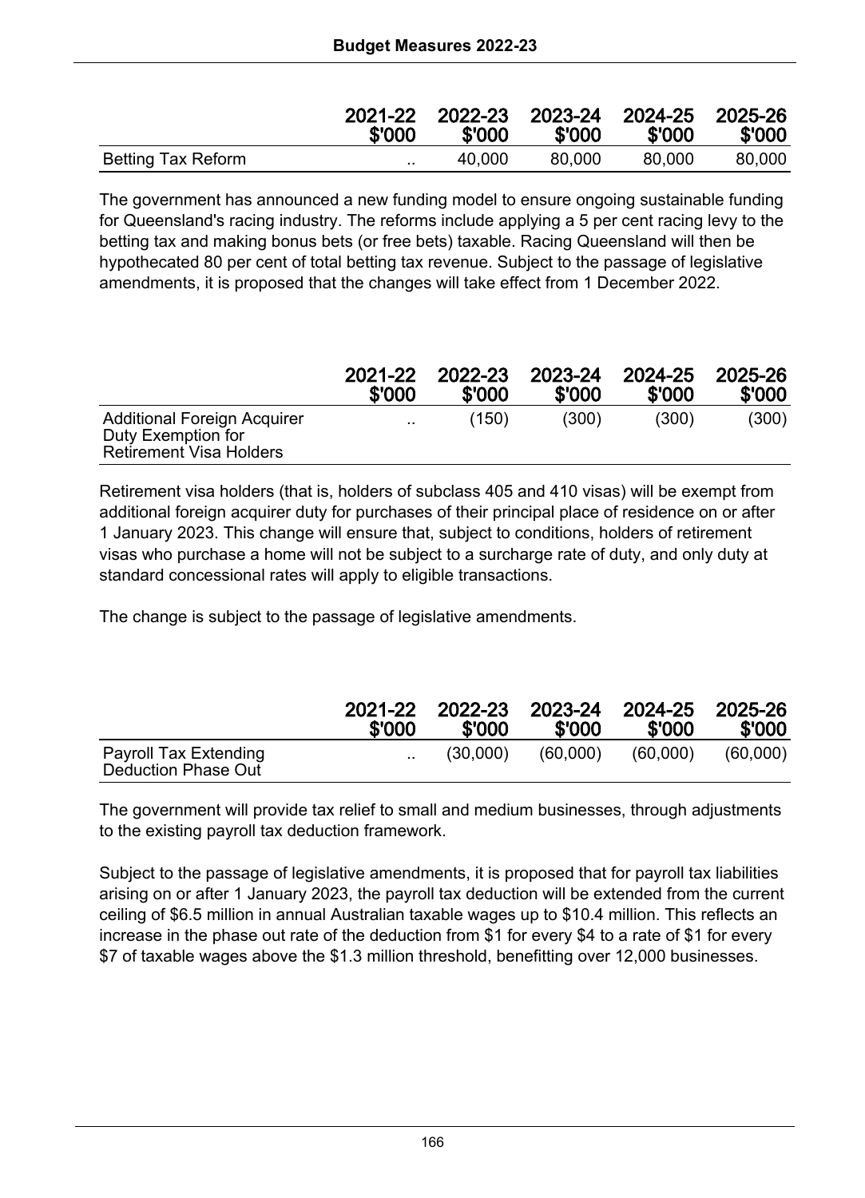| | 2021-22 \$'000 | 2022-23 \$'000 | 2023-24 \$'000 | 2024-25 \$'000 | 2025-26 \$'000 |
|---|---|---|---|---|---|
| Betting Tax Reform | .. | 40,000 | 80,000 | 80,000 | 80,000 |

The government has announced a new funding model to ensure ongoing sustainable funding for Queensland's racing industry. The reforms include applying a 5 per cent racing levy to the betting tax and making bonus bets (or free bets) taxable. Racing Queensland will then be hypothecated 80 per cent of total betting tax revenue. Subject to the passage of legislative amendments, it is proposed that the changes will take effect from 1 December 2022.

| | 2021-22 \$'000 | 2022-23 \$'000 | 2023-24 \$'000 | 2024-25 \$'000 | 2025-26 \$'000 |
|---|---|---|---|---|---|
| Additional Foreign Acquirer Duty Exemption for Retirement Visa Holders | .. | (150) | (300) | (300) | (300) |

Retirement visa holders (that is, holders of subclass 405 and 410 visas) will be exempt from additional foreign acquirer duty for purchases of their principal place of residence on or after 1 January 2023. This change will ensure that, subject to conditions, holders of retirement visas who purchase a home will not be subject to a surcharge rate of duty, and only duty at standard concessional rates will apply to eligible transactions.

The change is subject to the passage of legislative amendments.

| | 2021-22 \$'000 | 2022-23 \$'000 | 2023-24 \$'000 | 2024-25 \$'000 | 2025-26 \$'000 |
|---|---|---|---|---|---|
| Payroll Tax Extending Deduction Phase Out | .. | (30,000) | (60,000) | (60,000) | (60,000) |

The government will provide tax relief to small and medium businesses, through adjustments to the existing payroll tax deduction framework.

Subject to the passage of legislative amendments, it is proposed that for payroll tax liabilities arising on or after 1 January 2023, the payroll tax deduction will be extended from the current ceiling of \$6.5 million in annual Australian taxable wages up to \$10.4 million. This reflects an increase in the phase out rate of the deduction from \$1 for every \$4 to a rate of \$1 for every \$7 of taxable wages above the \$1.3 million threshold, benefitting over 12,000 businesses.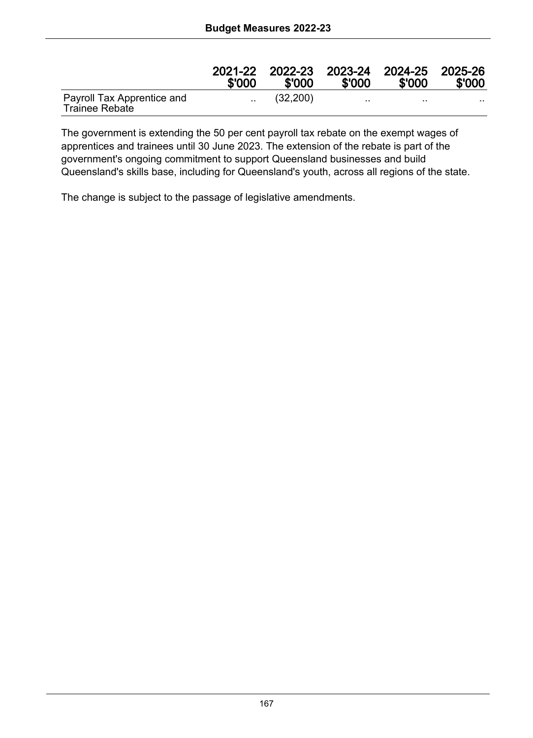| | 2021-22 $'000 | 2022-23 $'000 | 2023-24 $'000 | 2024-25 $'000 | 2025-26 $'000 |
|---|---|---|---|---|---|
| Payroll Tax Apprentice and Trainee Rebate | .. | (32,200) | .. | .. | .. |

The government is extending the 50 per cent payroll tax rebate on the exempt wages of apprentices and trainees until 30 June 2023. The extension of the rebate is part of the government's ongoing commitment to support Queensland businesses and build Queensland's skills base, including for Queensland's youth, across all regions of the state.

The change is subject to the passage of legislative amendments.